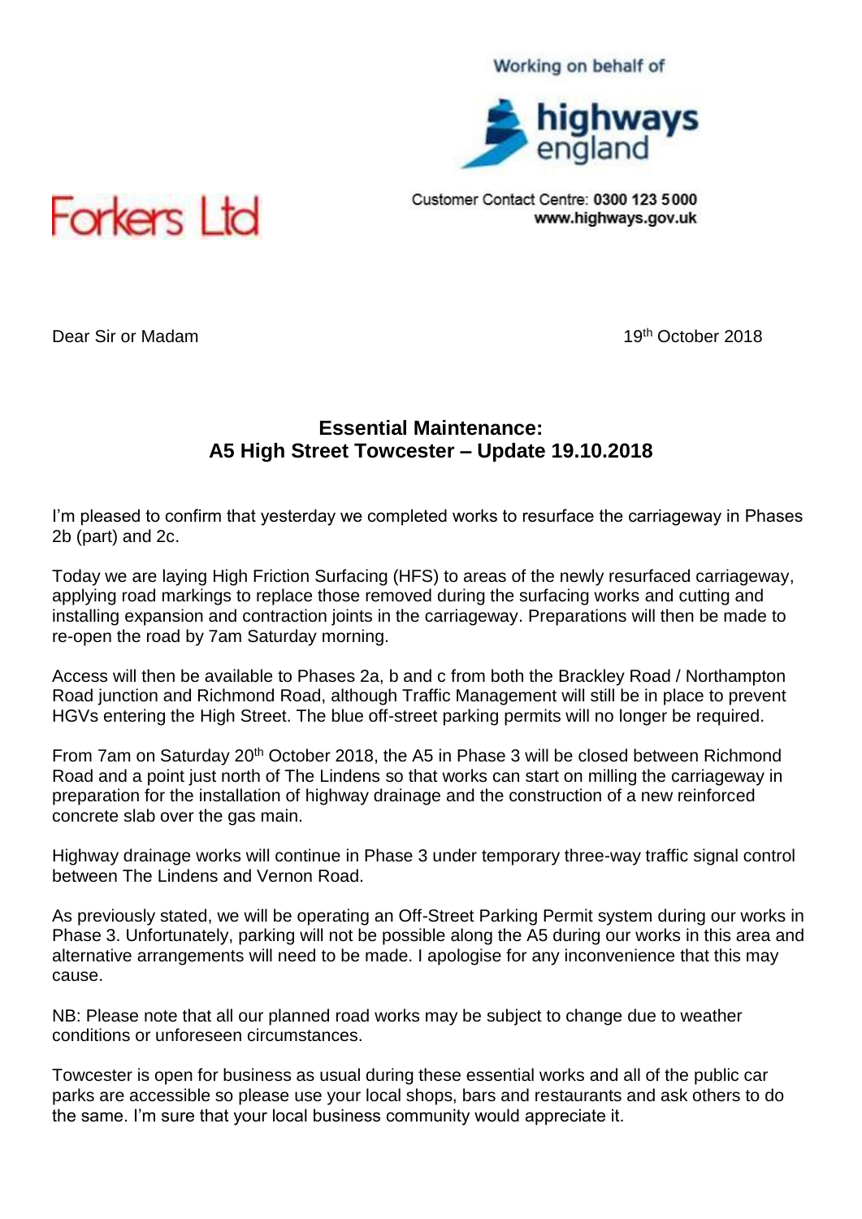Working on behalf of

highways england

Customer Contact Centre: **0300 123 5000**
**www.highways.gov.uk**

Forkers Ltd

Dear Sir or Madam

19th October 2018

## Essential Maintenance:
## A5 High Street Towcester – Update 19.10.2018

I'm pleased to confirm that yesterday we completed works to resurface the carriageway in Phases 2b (part) and 2c.

Today we are laying High Friction Surfacing (HFS) to areas of the newly resurfaced carriageway, applying road markings to replace those removed during the surfacing works and cutting and installing expansion and contraction joints in the carriageway. Preparations will then be made to re-open the road by 7am Saturday morning.

Access will then be available to Phases 2a, b and c from both the Brackley Road / Northampton Road junction and Richmond Road, although Traffic Management will still be in place to prevent HGVs entering the High Street. The blue off-street parking permits will no longer be required.

From 7am on Saturday 20th October 2018, the A5 in Phase 3 will be closed between Richmond Road and a point just north of The Lindens so that works can start on milling the carriageway in preparation for the installation of highway drainage and the construction of a new reinforced concrete slab over the gas main.

Highway drainage works will continue in Phase 3 under temporary three-way traffic signal control between The Lindens and Vernon Road.

As previously stated, we will be operating an Off-Street Parking Permit system during our works in Phase 3. Unfortunately, parking will not be possible along the A5 during our works in this area and alternative arrangements will need to be made. I apologise for any inconvenience that this may cause.

NB: Please note that all our planned road works may be subject to change due to weather conditions or unforeseen circumstances.

Towcester is open for business as usual during these essential works and all of the public car parks are accessible so please use your local shops, bars and restaurants and ask others to do the same. I'm sure that your local business community would appreciate it.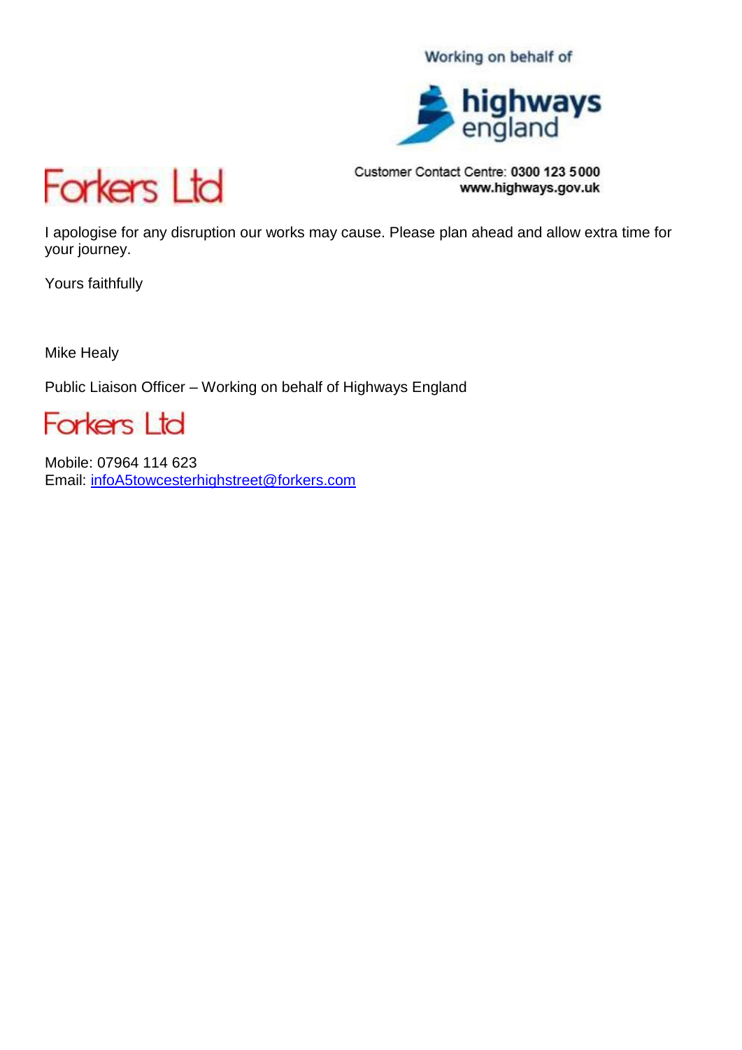Working on behalf of

highways england

Forkers Ltd

Customer Contact Centre: **0300 123 5000**
**www.highways.gov.uk**

I apologise for any disruption our works may cause. Please plan ahead and allow extra time for your journey.

Yours faithfully

Mike Healy

Public Liaison Officer – Working on behalf of Highways England

Forkers Ltd

Mobile: 07964 114 623
Email: infoA5towcesterhighstreet@forkers.com